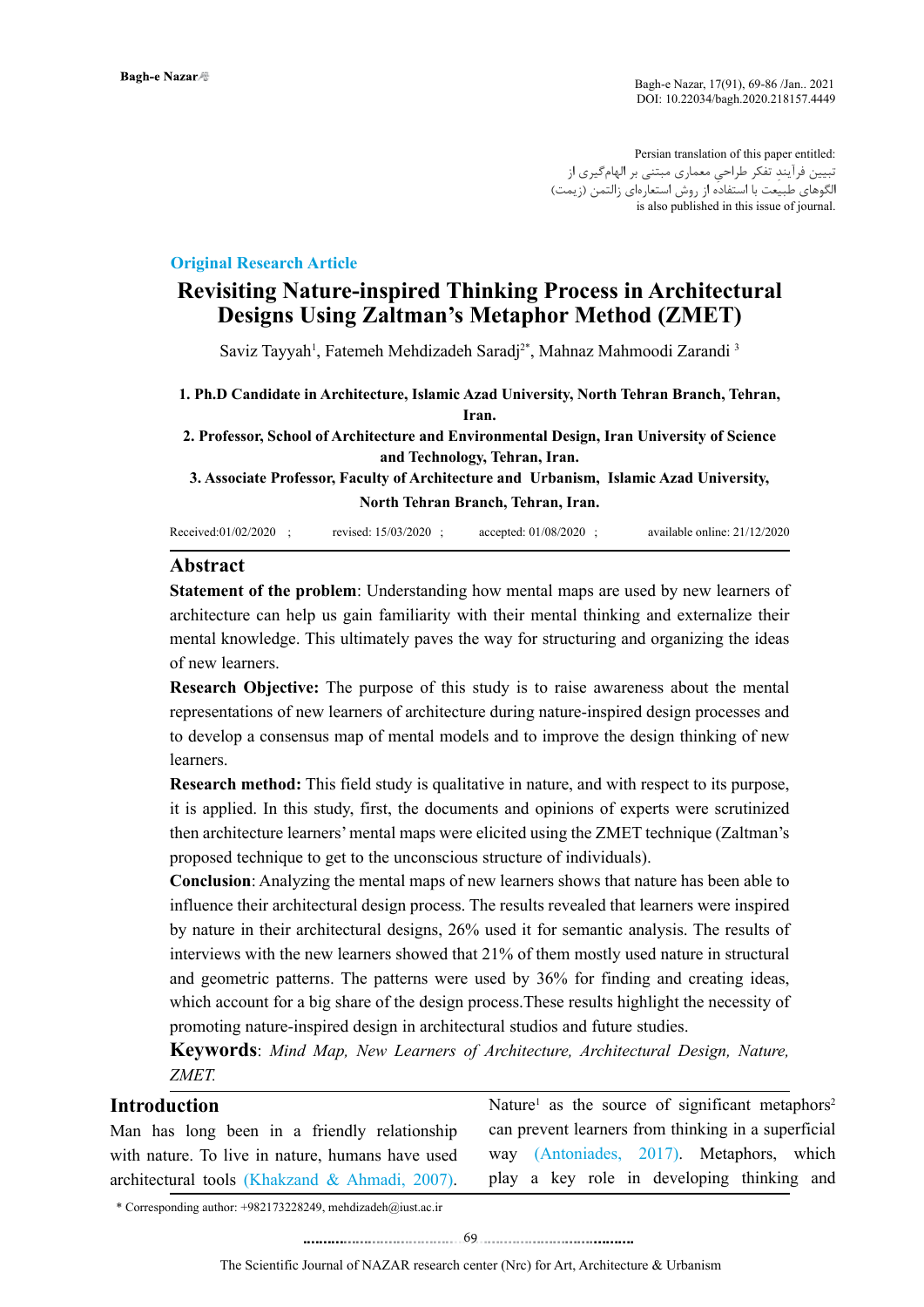Persian translation of this paper entitled:
تبیین فرآیندِ تفکر طراحی معماری مبتنی بر الهام‌گیری از الگوهای طبیعت با استفاده از روش استعاره‌ای زالتمن (زیمت)
is also published in this issue of journal.

**Original Research Article**

# Revisiting Nature-inspired Thinking Process in Architectural Designs Using Zaltman's Metaphor Method (ZMET)

Saviz Tayyah[1], Fatemeh Mehdizadeh Saradj[2*], Mahnaz Mahmoodi Zarandi[3]

1. Ph.D Candidate in Architecture, Islamic Azad University, North Tehran Branch, Tehran, Iran.
2. Professor, School of Architecture and Environmental Design, Iran University of Science and Technology, Tehran, Iran.
3. Associate Professor, Faculty of Architecture and Urbanism, Islamic Azad University, North Tehran Branch, Tehran, Iran.

Received:01/02/2020 ; revised: 15/03/2020 ; accepted: 01/08/2020 ; available online: 21/12/2020

## Abstract

**Statement of the problem**: Understanding how mental maps are used by new learners of architecture can help us gain familiarity with their mental thinking and externalize their mental knowledge. This ultimately paves the way for structuring and organizing the ideas of new learners.

**Research Objective:** The purpose of this study is to raise awareness about the mental representations of new learners of architecture during nature-inspired design processes and to develop a consensus map of mental models and to improve the design thinking of new learners.

**Research method:** This field study is qualitative in nature, and with respect to its purpose, it is applied. In this study, first, the documents and opinions of experts were scrutinized then architecture learners' mental maps were elicited using the ZMET technique (Zaltman's proposed technique to get to the unconscious structure of individuals).

**Conclusion**: Analyzing the mental maps of new learners shows that nature has been able to influence their architectural design process. The results revealed that learners were inspired by nature in their architectural designs, 26% used it for semantic analysis. The results of interviews with the new learners showed that 21% of them mostly used nature in structural and geometric patterns. The patterns were used by 36% for finding and creating ideas, which account for a big share of the design process.These results highlight the necessity of promoting nature-inspired design in architectural studios and future studies.

**Keywords**: *Mind Map, New Learners of Architecture, Architectural Design, Nature, ZMET.*

## Introduction

Man has long been in a friendly relationship with nature. To live in nature, humans have used architectural tools (Khakzand & Ahmadi, 2007). Nature[1] as the source of significant metaphors[2] can prevent learners from thinking in a superficial way (Antoniades, 2017). Metaphors, which play a key role in developing thinking and

* Corresponding author: +982173228249, mehdizadeh@iust.ac.ir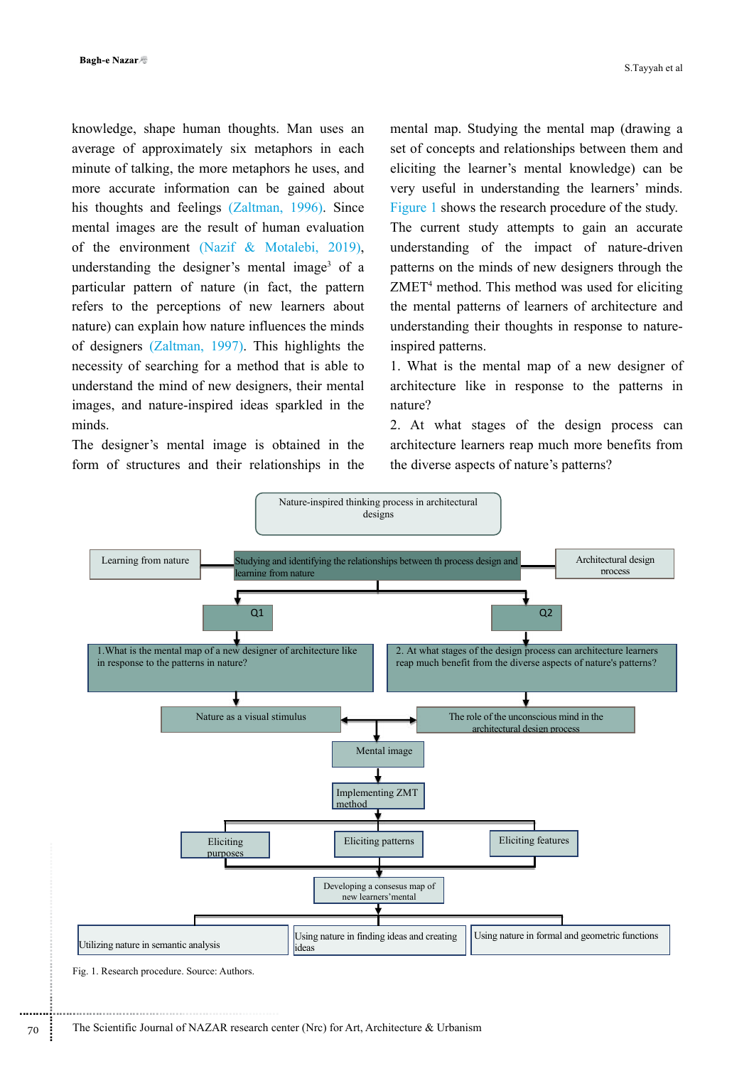knowledge, shape human thoughts. Man uses an average of approximately six metaphors in each minute of talking, the more metaphors he uses, and more accurate information can be gained about his thoughts and feelings (Zaltman, 1996). Since mental images are the result of human evaluation of the environment (Nazif & Motalebi, 2019), understanding the designer's mental image[3] of a particular pattern of nature (in fact, the pattern refers to the perceptions of new learners about nature) can explain how nature influences the minds of designers (Zaltman, 1997). This highlights the necessity of searching for a method that is able to understand the mind of new designers, their mental images, and nature-inspired ideas sparkled in the minds.

The designer's mental image is obtained in the form of structures and their relationships in the mental map. Studying the mental map (drawing a set of concepts and relationships between them and eliciting the learner's mental knowledge) can be very useful in understanding the learners' minds. Figure 1 shows the research procedure of the study. The current study attempts to gain an accurate understanding of the impact of nature-driven patterns on the minds of new designers through the ZMET[4] method. This method was used for eliciting the mental patterns of learners of architecture and understanding their thoughts in response to nature-inspired patterns.

1. What is the mental map of a new designer of architecture like in response to the patterns in nature?

2. At what stages of the design process can architecture learners reap much more benefits from the diverse aspects of nature's patterns?

- Nature-inspired thinking process in architectural designs
  - Learning from nature — Studying and identifying the relationships between th process design and learning from nature — Architectural design process
    - Q1: 1. What is the mental map of a new designer of architecture like in response to the patterns in nature?
      - Nature as a visual stimulus
    - Q2: 2. At what stages of the design process can architecture learners reap much benefit from the diverse aspects of nature's patterns?
      - The role of the unconscious mind in the architectural design process
    - Mental image
      - Implementing ZMT method
        - Eliciting purposes / Eliciting patterns / Eliciting features
          - Developing a consesus map of new learners'mental
            - Utilizing nature in semantic analysis / Using nature in finding ideas and creating ideas / Using nature in formal and geometric functions

Fig. 1. Research procedure. Source: Authors.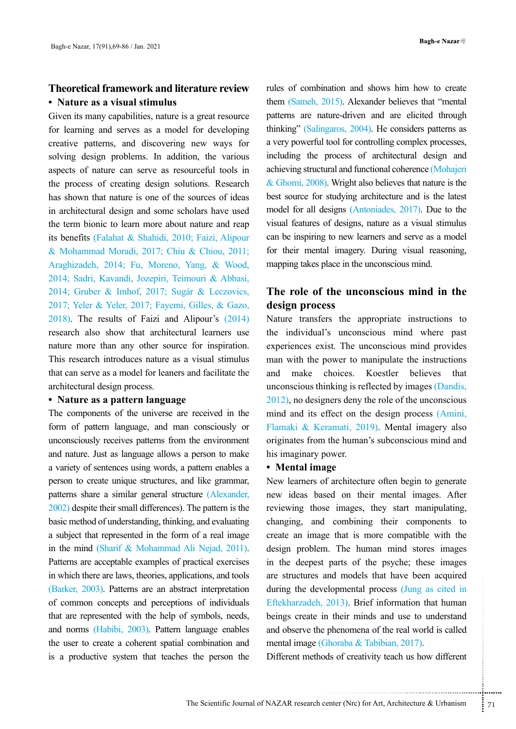## Theoretical framework and literature review

### • Nature as a visual stimulus

Given its many capabilities, nature is a great resource for learning and serves as a model for developing creative patterns, and discovering new ways for solving design problems. In addition, the various aspects of nature can serve as resourceful tools in the process of creating design solutions. Research has shown that nature is one of the sources of ideas in architectural design and some scholars have used the term bionic to learn more about nature and reap its benefits (Falahat & Shahidi, 2010; Faizi, Alipour & Mohammad Moradi, 2017; Chiu & Chiou, 2011; Araghizadeh, 2014; Fu, Moreno, Yang, & Wood, 2014; Sadri, Kavandi, Jozepiri, Teimouri & Abbasi, 2014; Gruber & Imhof, 2017; Sugár & Leczovics, 2017; Yeler & Yeler, 2017; Fayemi, Gilles, & Gazo, 2018). The results of Faizi and Alipour's (2014) research also show that architectural learners use nature more than any other source for inspiration. This research introduces nature as a visual stimulus that can serve as a model for leaners and facilitate the architectural design process.

### • Nature as a pattern language

The components of the universe are received in the form of pattern language, and man consciously or unconsciously receives patterns from the environment and nature. Just as language allows a person to make a variety of sentences using words, a pattern enables a person to create unique structures, and like grammar, patterns share a similar general structure (Alexander, 2002) despite their small differences). The pattern is the basic method of understanding, thinking, and evaluating a subject that represented in the form of a real image in the mind (Sharif & Mohammad Ali Nejad, 2011). Patterns are acceptable examples of practical exercises in which there are laws, theories, applications, and tools (Barker, 2003). Patterns are an abstract interpretation of common concepts and perceptions of individuals that are represented with the help of symbols, needs, and norms (Habibi, 2003). Pattern language enables the user to create a coherent spatial combination and is a productive system that teaches the person the rules of combination and shows him how to create them (Sameh, 2015). Alexander believes that "mental patterns are nature-driven and are elicited through thinking" (Salingaros, 2004). He considers patterns as a very powerful tool for controlling complex processes, including the process of architectural design and achieving structural and functional coherence (Mohajeri & Ghomi, 2008). Wright also believes that nature is the best source for studying architecture and is the latest model for all designs (Antoniades, 2017). Due to the visual features of designs, nature as a visual stimulus can be inspiring to new learners and serve as a model for their mental imagery. During visual reasoning, mapping takes place in the unconscious mind.

## The role of the unconscious mind in the design process

Nature transfers the appropriate instructions to the individual's unconscious mind where past experiences exist. The unconscious mind provides man with the power to manipulate the instructions and make choices. Koestler believes that unconscious thinking is reflected by images (Dandis, 2012), no designers deny the role of the unconscious mind and its effect on the design process (Amini, Flamaki & Keramati, 2019). Mental imagery also originates from the human's subconscious mind and his imaginary power.

### • Mental image

New learners of architecture often begin to generate new ideas based on their mental images. After reviewing those images, they start manipulating, changing, and combining their components to create an image that is more compatible with the design problem. The human mind stores images in the deepest parts of the psyche; these images are structures and models that have been acquired during the developmental process (Jung as cited in Eftekharzadeh, 2013). Brief information that human beings create in their minds and use to understand and observe the phenomena of the real world is called mental image (Ghoraba & Tabibian, 2017).

Different methods of creativity teach us how different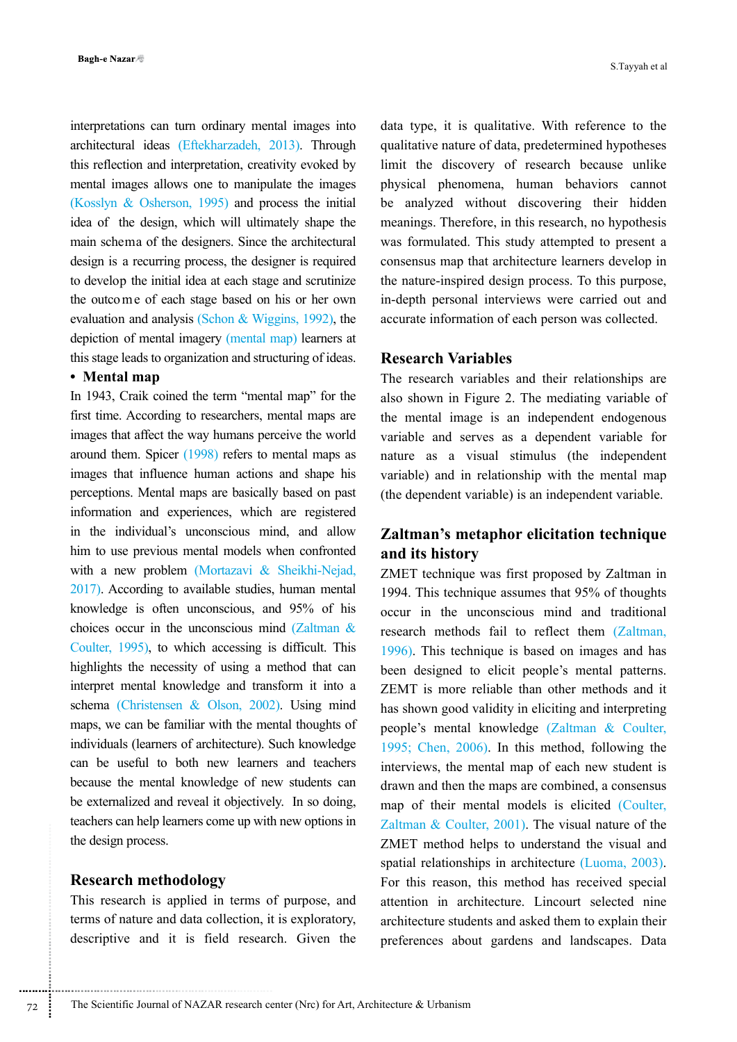interpretations can turn ordinary mental images into architectural ideas (Eftekharzadeh, 2013). Through this reflection and interpretation, creativity evoked by mental images allows one to manipulate the images (Kosslyn & Osherson, 1995) and process the initial idea of the design, which will ultimately shape the main schema of the designers. Since the architectural design is a recurring process, the designer is required to develop the initial idea at each stage and scrutinize the outcome of each stage based on his or her own evaluation and analysis (Schon & Wiggins, 1992), the depiction of mental imagery (mental map) learners at this stage leads to organization and structuring of ideas.

- **Mental map**

In 1943, Craik coined the term "mental map" for the first time. According to researchers, mental maps are images that affect the way humans perceive the world around them. Spicer (1998) refers to mental maps as images that influence human actions and shape his perceptions. Mental maps are basically based on past information and experiences, which are registered in the individual's unconscious mind, and allow him to use previous mental models when confronted with a new problem (Mortazavi & Sheikhi-Nejad, 2017). According to available studies, human mental knowledge is often unconscious, and 95% of his choices occur in the unconscious mind (Zaltman & Coulter, 1995), to which accessing is difficult. This highlights the necessity of using a method that can interpret mental knowledge and transform it into a schema (Christensen & Olson, 2002). Using mind maps, we can be familiar with the mental thoughts of individuals (learners of architecture). Such knowledge can be useful to both new learners and teachers because the mental knowledge of new students can be externalized and reveal it objectively. In so doing, teachers can help learners come up with new options in the design process.

## Research methodology

This research is applied in terms of purpose, and terms of nature and data collection, it is exploratory, descriptive and it is field research. Given the data type, it is qualitative. With reference to the qualitative nature of data, predetermined hypotheses limit the discovery of research because unlike physical phenomena, human behaviors cannot be analyzed without discovering their hidden meanings. Therefore, in this research, no hypothesis was formulated. This study attempted to present a consensus map that architecture learners develop in the nature-inspired design process. To this purpose, in-depth personal interviews were carried out and accurate information of each person was collected.

## Research Variables

The research variables and their relationships are also shown in Figure 2. The mediating variable of the mental image is an independent endogenous variable and serves as a dependent variable for nature as a visual stimulus (the independent variable) and in relationship with the mental map (the dependent variable) is an independent variable.

## Zaltman's metaphor elicitation technique and its history

ZMET technique was first proposed by Zaltman in 1994. This technique assumes that 95% of thoughts occur in the unconscious mind and traditional research methods fail to reflect them (Zaltman, 1996). This technique is based on images and has been designed to elicit people's mental patterns. ZEMT is more reliable than other methods and it has shown good validity in eliciting and interpreting people's mental knowledge (Zaltman & Coulter, 1995; Chen, 2006). In this method, following the interviews, the mental map of each new student is drawn and then the maps are combined, a consensus map of their mental models is elicited (Coulter, Zaltman & Coulter, 2001). The visual nature of the ZMET method helps to understand the visual and spatial relationships in architecture (Luoma, 2003). For this reason, this method has received special attention in architecture. Lincourt selected nine architecture students and asked them to explain their preferences about gardens and landscapes. Data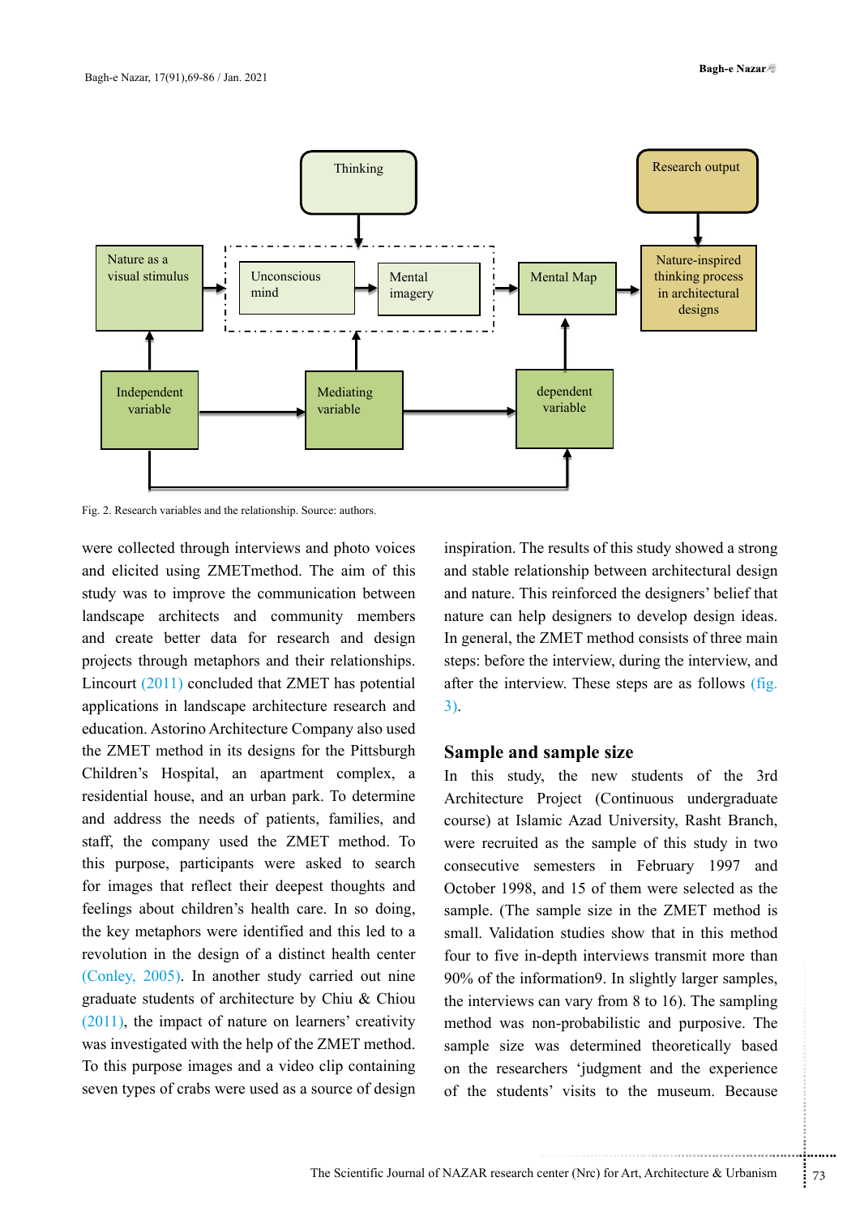Fig. 2. Research variables and the relationship. Source: authors.

were collected through interviews and photo voices and elicited using ZMETmethod. The aim of this study was to improve the communication between landscape architects and community members and create better data for research and design projects through metaphors and their relationships. Lincourt (2011) concluded that ZMET has potential applications in landscape architecture research and education. Astorino Architecture Company also used the ZMET method in its designs for the Pittsburgh Children's Hospital, an apartment complex, a residential house, and an urban park. To determine and address the needs of patients, families, and staff, the company used the ZMET method. To this purpose, participants were asked to search for images that reflect their deepest thoughts and feelings about children's health care. In so doing, the key metaphors were identified and this led to a revolution in the design of a distinct health center (Conley, 2005). In another study carried out nine graduate students of architecture by Chiu & Chiou (2011), the impact of nature on learners' creativity was investigated with the help of the ZMET method. To this purpose images and a video clip containing seven types of crabs were used as a source of design inspiration. The results of this study showed a strong and stable relationship between architectural design and nature. This reinforced the designers' belief that nature can help designers to develop design ideas. In general, the ZMET method consists of three main steps: before the interview, during the interview, and after the interview. These steps are as follows (fig. 3).

## Sample and sample size

In this study, the new students of the 3rd Architecture Project (Continuous undergraduate course) at Islamic Azad University, Rasht Branch, were recruited as the sample of this study in two consecutive semesters in February 1997 and October 1998, and 15 of them were selected as the sample. (The sample size in the ZMET method is small. Validation studies show that in this method four to five in-depth interviews transmit more than 90% of the information9. In slightly larger samples, the interviews can vary from 8 to 16). The sampling method was non-probabilistic and purposive. The sample size was determined theoretically based on the researchers 'judgment and the experience of the students' visits to the museum. Because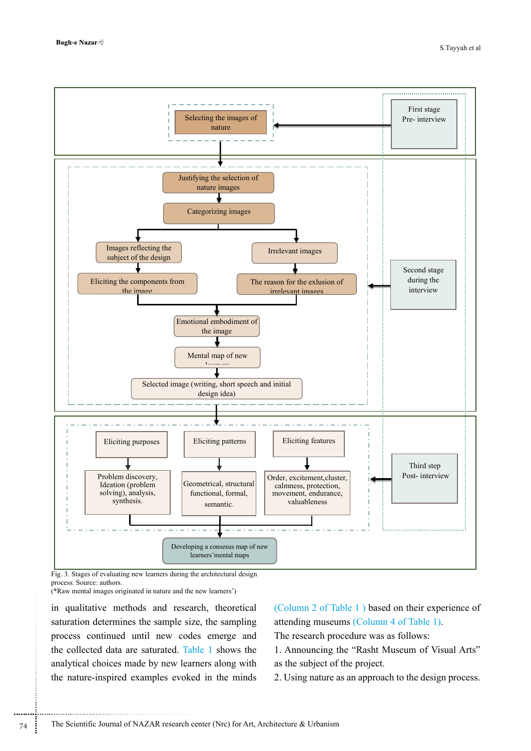First stage Pre- interview → Selecting the images of nature

Second stage during the interview:

- Justifying the selection of nature images
- Categorizing images
  - Images reflecting the subject of the design → Eliciting the components from the image
  - Irrelevant images → The reason for the exlusion of irrelevant images
- Emotional embodiment of the image
- Mental map of new learners
- Selected image (writing, short speech and initial design idea)

Third step Post- interview:

- Eliciting purposes → Problem discovery, Ideation (problem solving), analysis, synthesis.
- Eliciting patterns → Geometrical, structural functional, formal, semantic.
- Eliciting features → Order, excitement,cluster, calmness, protection, movement, endurance, valuableness
- Developing a consesus map of new learners'mental maps

Fig. 3. Stages of evaluating new learners during the architectural design process. Source: authors.
(*Raw mental images originated in nature and the new learners')

in qualitative methods and research, theoretical saturation determines the sample size, the sampling process continued until new codes emerge and the collected data are saturated. Table 1 shows the analytical choices made by new learners along with the nature-inspired examples evoked in the minds (Column 2 of Table 1 ) based on their experience of attending museums (Column 4 of Table 1).

The research procedure was as follows:

1. Announcing the "Rasht Museum of Visual Arts" as the subject of the project.
2. Using nature as an approach to the design process.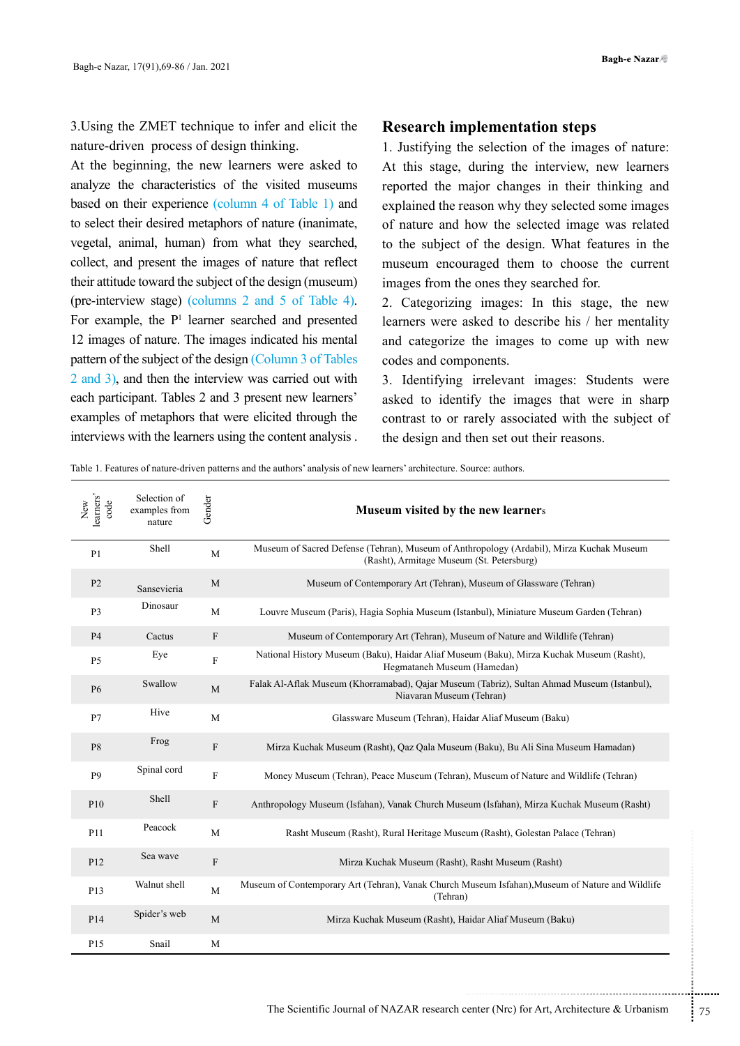3.Using the ZMET technique to infer and elicit the nature-driven process of design thinking.

At the beginning, the new learners were asked to analyze the characteristics of the visited museums based on their experience (column 4 of Table 1) and to select their desired metaphors of nature (inanimate, vegetal, animal, human) from what they searched, collect, and present the images of nature that reflect their attitude toward the subject of the design (museum) (pre-interview stage) (columns 2 and 5 of Table 4). For example, the P[1] learner searched and presented 12 images of nature. The images indicated his mental pattern of the subject of the design (Column 3 of Tables 2 and 3), and then the interview was carried out with each participant. Tables 2 and 3 present new learners' examples of metaphors that were elicited through the interviews with the learners using the content analysis .

## Research implementation steps

1. Justifying the selection of the images of nature: At this stage, during the interview, new learners reported the major changes in their thinking and explained the reason why they selected some images of nature and how the selected image was related to the subject of the design. What features in the museum encouraged them to choose the current images from the ones they searched for.

2. Categorizing images: In this stage, the new learners were asked to describe his / her mentality and categorize the images to come up with new codes and components.

3. Identifying irrelevant images: Students were asked to identify the images that were in sharp contrast to or rarely associated with the subject of the design and then set out their reasons.

Table 1. Features of nature-driven patterns and the authors' analysis of new learners' architecture. Source: authors.

| New learners' code | Selection of examples from nature | Gender | Museum visited by the new learners |
|---|---|---|---|
| P1 | Shell | M | Museum of Sacred Defense (Tehran), Museum of Anthropology (Ardabil), Mirza Kuchak Museum (Rasht), Armitage Museum (St. Petersburg) |
| P2 | Sansevieria | M | Museum of Contemporary Art (Tehran), Museum of Glassware (Tehran) |
| P3 | Dinosaur | M | Louvre Museum (Paris), Hagia Sophia Museum (Istanbul), Miniature Museum Garden (Tehran) |
| P4 | Cactus | F | Museum of Contemporary Art (Tehran), Museum of Nature and Wildlife (Tehran) |
| P5 | Eye | F | National History Museum (Baku), Haidar Aliaf Museum (Baku), Mirza Kuchak Museum (Rasht), Hegmataneh Museum (Hamedan) |
| P6 | Swallow | M | Falak Al-Aflak Museum (Khorramabad), Qajar Museum (Tabriz), Sultan Ahmad Museum (Istanbul), Niavaran Museum (Tehran) |
| P7 | Hive | M | Glassware Museum (Tehran), Haidar Aliaf Museum (Baku) |
| P8 | Frog | F | Mirza Kuchak Museum (Rasht), Qaz Qala Museum (Baku), Bu Ali Sina Museum Hamadan) |
| P9 | Spinal cord | F | Money Museum (Tehran), Peace Museum (Tehran), Museum of Nature and Wildlife (Tehran) |
| P10 | Shell | F | Anthropology Museum (Isfahan), Vanak Church Museum (Isfahan), Mirza Kuchak Museum (Rasht) |
| P11 | Peacock | M | Rasht Museum (Rasht), Rural Heritage Museum (Rasht), Golestan Palace (Tehran) |
| P12 | Sea wave | F | Mirza Kuchak Museum (Rasht), Rasht Museum (Rasht) |
| P13 | Walnut shell | M | Museum of Contemporary Art (Tehran), Vanak Church Museum Isfahan),Museum of Nature and Wildlife (Tehran) |
| P14 | Spider's web | M | Mirza Kuchak Museum (Rasht), Haidar Aliaf Museum (Baku) |
| P15 | Snail | M | |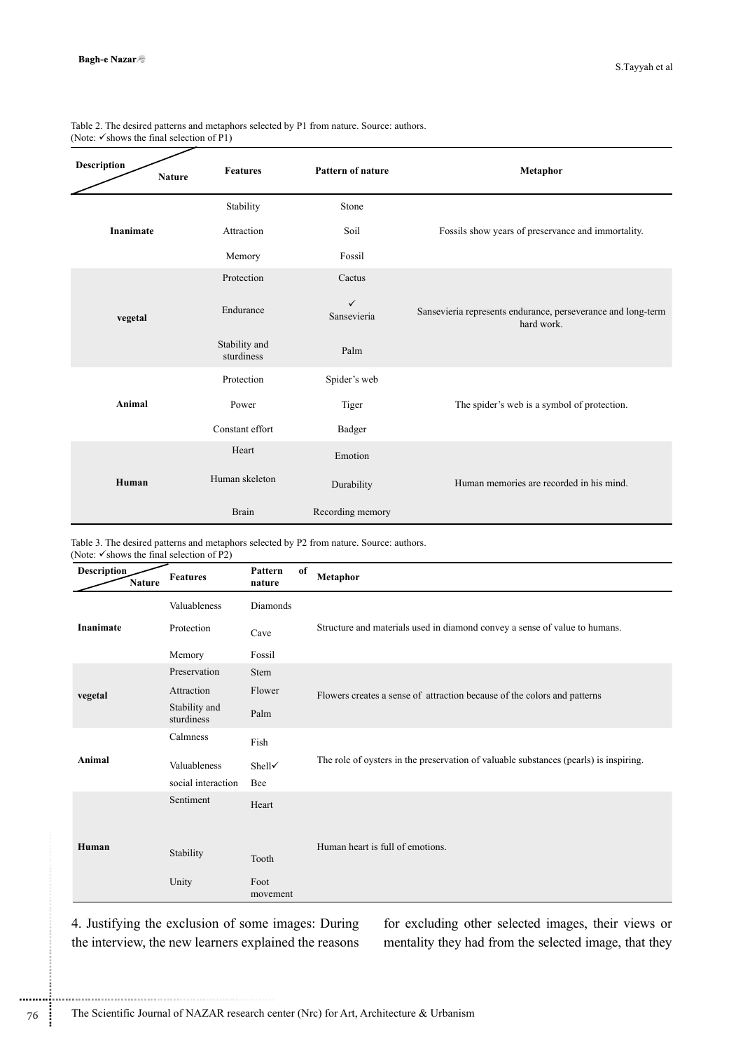Table 2. The desired patterns and metaphors selected by P1 from nature. Source: authors.
(Note: ✓shows the final selection of P1)

| Description / Nature | Features | Pattern of nature | Metaphor |
|---|---|---|---|
| Inanimate | Stability | Stone | Fossils show years of preservance and immortality. |
| | Attraction | Soil | |
| | Memory | Fossil | |
| vegetal | Protection | Cactus | Sansevieria represents endurance, perseverance and long-term hard work. |
| | Endurance | ✓ Sansevieria | |
| | Stability and sturdiness | Palm | |
| Animal | Protection | Spider's web | The spider's web is a symbol of protection. |
| | Power | Tiger | |
| | Constant effort | Badger | |
| Human | Heart | Emotion | Human memories are recorded in his mind. |
| | Human skeleton | Durability | |
| | Brain | Recording memory | |

Table 3. The desired patterns and metaphors selected by P2 from nature. Source: authors.
(Note: ✓shows the final selection of P2)

| Description / Nature | Features | Pattern of nature | Metaphor |
|---|---|---|---|
| Inanimate | Valuableness | Diamonds | Structure and materials used in diamond convey a sense of value to humans. |
| | Protection | Cave | |
| | Memory | Fossil | |
| vegetal | Preservation | Stem | Flowers creates a sense of attraction because of the colors and patterns |
| | Attraction | Flower | |
| | Stability and sturdiness | Palm | |
| Animal | Calmness | Fish | The role of oysters in the preservation of valuable substances (pearls) is inspiring. |
| | Valuableness | Shell✓ | |
| | social interaction | Bee | |
| Human | Sentiment | Heart | Human heart is full of emotions. |
| | Stability | Tooth | |
| | Unity | Foot movement | |

4. Justifying the exclusion of some images: During the interview, the new learners explained the reasons for excluding other selected images, their views or mentality they had from the selected image, that they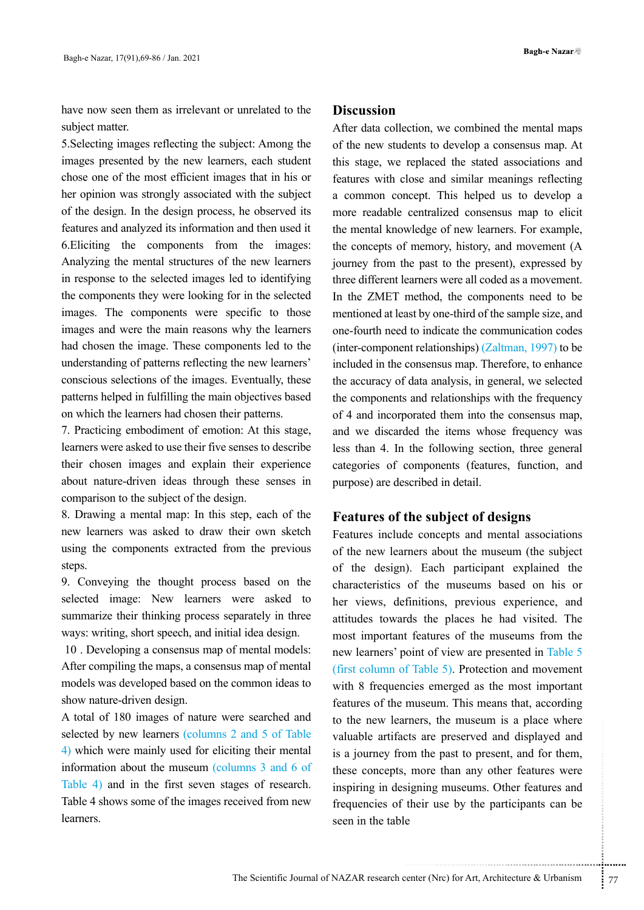have now seen them as irrelevant or unrelated to the subject matter.

5.Selecting images reflecting the subject: Among the images presented by the new learners, each student chose one of the most efficient images that in his or her opinion was strongly associated with the subject of the design. In the design process, he observed its features and analyzed its information and then used it

6.Eliciting the components from the images: Analyzing the mental structures of the new learners in response to the selected images led to identifying the components they were looking for in the selected images. The components were specific to those images and were the main reasons why the learners had chosen the image. These components led to the understanding of patterns reflecting the new learners' conscious selections of the images. Eventually, these patterns helped in fulfilling the main objectives based on which the learners had chosen their patterns.

7. Practicing embodiment of emotion: At this stage, learners were asked to use their five senses to describe their chosen images and explain their experience about nature-driven ideas through these senses in comparison to the subject of the design.

8. Drawing a mental map: In this step, each of the new learners was asked to draw their own sketch using the components extracted from the previous steps.

9. Conveying the thought process based on the selected image: New learners were asked to summarize their thinking process separately in three ways: writing, short speech, and initial idea design.

10 . Developing a consensus map of mental models: After compiling the maps, a consensus map of mental models was developed based on the common ideas to show nature-driven design.

A total of 180 images of nature were searched and selected by new learners (columns 2 and 5 of Table 4) which were mainly used for eliciting their mental information about the museum (columns 3 and 6 of Table 4) and in the first seven stages of research. Table 4 shows some of the images received from new learners.

## Discussion

After data collection, we combined the mental maps of the new students to develop a consensus map. At this stage, we replaced the stated associations and features with close and similar meanings reflecting a common concept. This helped us to develop a more readable centralized consensus map to elicit the mental knowledge of new learners. For example, the concepts of memory, history, and movement (A journey from the past to the present), expressed by three different learners were all coded as a movement. In the ZMET method, the components need to be mentioned at least by one-third of the sample size, and one-fourth need to indicate the communication codes (inter-component relationships) (Zaltman, 1997) to be included in the consensus map. Therefore, to enhance the accuracy of data analysis, in general, we selected the components and relationships with the frequency of 4 and incorporated them into the consensus map, and we discarded the items whose frequency was less than 4. In the following section, three general categories of components (features, function, and purpose) are described in detail.

## Features of the subject of designs

Features include concepts and mental associations of the new learners about the museum (the subject of the design). Each participant explained the characteristics of the museums based on his or her views, definitions, previous experience, and attitudes towards the places he had visited. The most important features of the museums from the new learners' point of view are presented in Table 5 (first column of Table 5). Protection and movement with 8 frequencies emerged as the most important features of the museum. This means that, according to the new learners, the museum is a place where valuable artifacts are preserved and displayed and is a journey from the past to present, and for them, these concepts, more than any other features were inspiring in designing museums. Other features and frequencies of their use by the participants can be seen in the table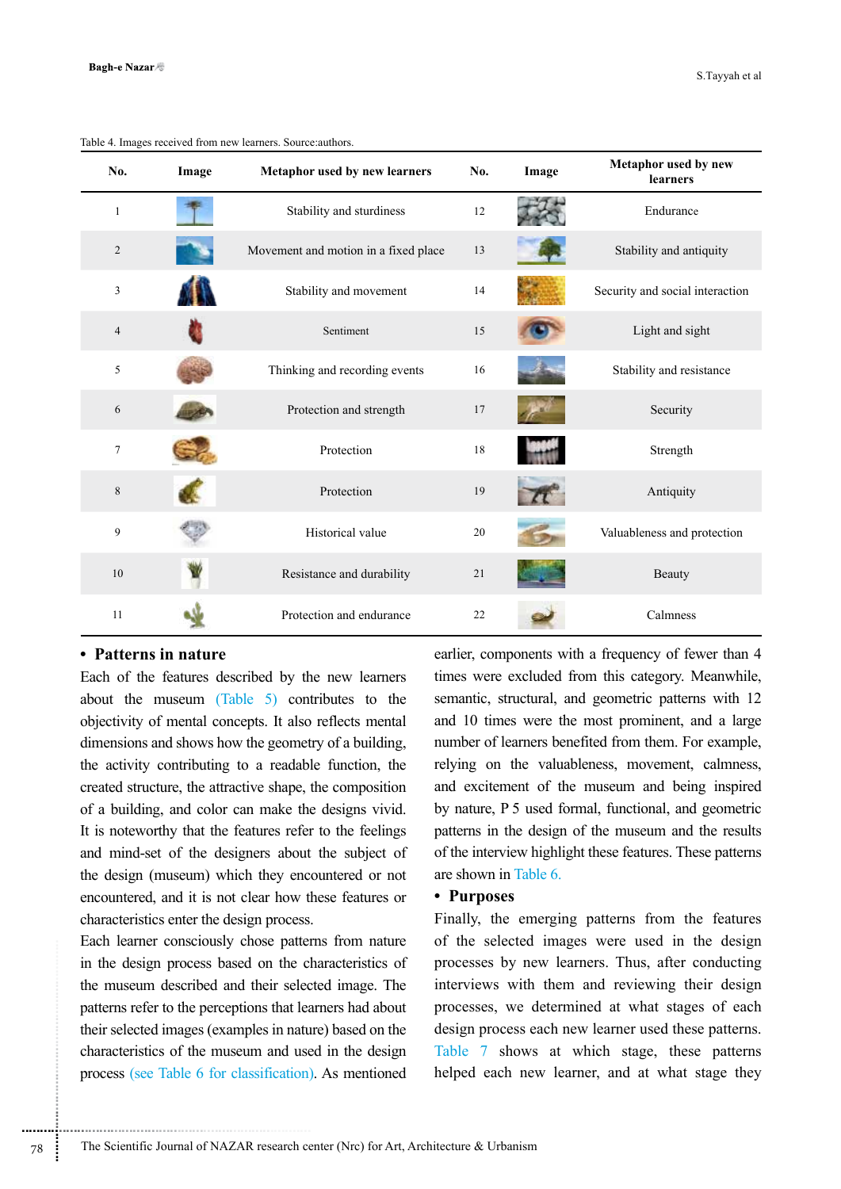Table 4. Images received from new learners. Source:authors.

| No. | Image | Metaphor used by new learners | No. | Image | Metaphor used by new learners |
|---|---|---|---|---|---|
| 1 | | Stability and sturdiness | 12 | | Endurance |
| 2 | | Movement and motion in a fixed place | 13 | | Stability and antiquity |
| 3 | | Stability and movement | 14 | | Security and social interaction |
| 4 | | Sentiment | 15 | | Light and sight |
| 5 | | Thinking and recording events | 16 | | Stability and resistance |
| 6 | | Protection and strength | 17 | | Security |
| 7 | | Protection | 18 | | Strength |
| 8 | | Protection | 19 | | Antiquity |
| 9 | | Historical value | 20 | | Valuableness and protection |
| 10 | | Resistance and durability | 21 | | Beauty |
| 11 | | Protection and endurance | 22 | | Calmness |

- **Patterns in nature**

Each of the features described by the new learners about the museum (Table 5) contributes to the objectivity of mental concepts. It also reflects mental dimensions and shows how the geometry of a building, the activity contributing to a readable function, the created structure, the attractive shape, the composition of a building, and color can make the designs vivid. It is noteworthy that the features refer to the feelings and mind-set of the designers about the subject of the design (museum) which they encountered or not encountered, and it is not clear how these features or characteristics enter the design process.

Each learner consciously chose patterns from nature in the design process based on the characteristics of the museum described and their selected image. The patterns refer to the perceptions that learners had about their selected images (examples in nature) based on the characteristics of the museum and used in the design process (see Table 6 for classification). As mentioned earlier, components with a frequency of fewer than 4 times were excluded from this category. Meanwhile, semantic, structural, and geometric patterns with 12 and 10 times were the most prominent, and a large number of learners benefited from them. For example, relying on the valuableness, movement, calmness, and excitement of the museum and being inspired by nature, P 5 used formal, functional, and geometric patterns in the design of the museum and the results of the interview highlight these features. These patterns are shown in Table 6.

- **Purposes**

Finally, the emerging patterns from the features of the selected images were used in the design processes by new learners. Thus, after conducting interviews with them and reviewing their design processes, we determined at what stages of each design process each new learner used these patterns. Table 7 shows at which stage, these patterns helped each new learner, and at what stage they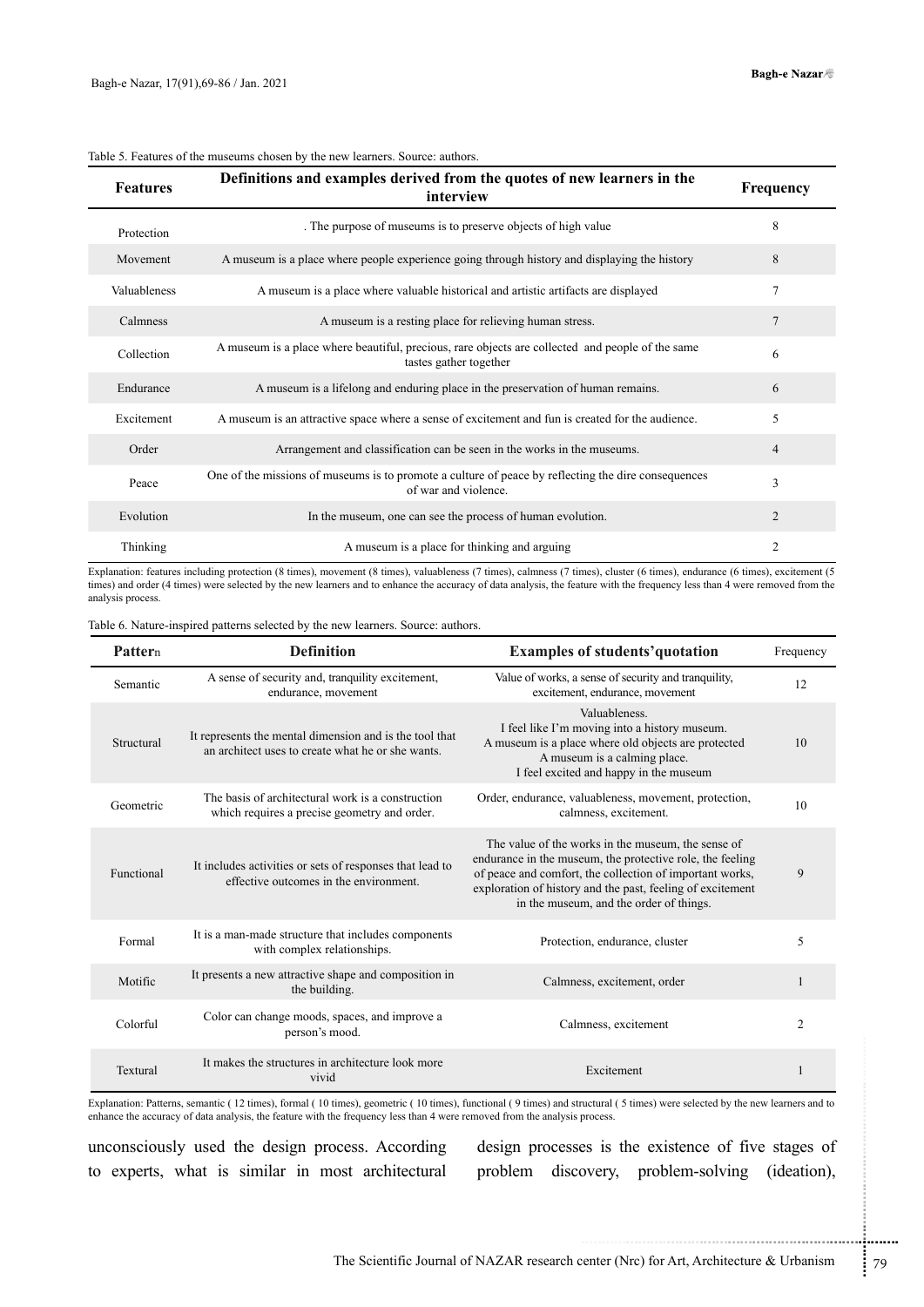Table 5. Features of the museums chosen by the new learners. Source: authors.

| Features | Definitions and examples derived from the quotes of new learners in the interview | Frequency |
|---|---|---|
| Protection | . The purpose of museums is to preserve objects of high value | 8 |
| Movement | A museum is a place where people experience going through history and displaying the history | 8 |
| Valuableness | A museum is a place where valuable historical and artistic artifacts are displayed | 7 |
| Calmness | A museum is a resting place for relieving human stress. | 7 |
| Collection | A museum is a place where beautiful, precious, rare objects are collected and people of the same tastes gather together | 6 |
| Endurance | A museum is a lifelong and enduring place in the preservation of human remains. | 6 |
| Excitement | A museum is an attractive space where a sense of excitement and fun is created for the audience. | 5 |
| Order | Arrangement and classification can be seen in the works in the museums. | 4 |
| Peace | One of the missions of museums is to promote a culture of peace by reflecting the dire consequences of war and violence. | 3 |
| Evolution | In the museum, one can see the process of human evolution. | 2 |
| Thinking | A museum is a place for thinking and arguing | 2 |

Explanation: features including protection (8 times), movement (8 times), valuableness (7 times), calmness (7 times), cluster (6 times), endurance (6 times), excitement (5 times) and order (4 times) were selected by the new learners and to enhance the accuracy of data analysis, the feature with the frequency less than 4 were removed from the analysis process.

Table 6. Nature-inspired patterns selected by the new learners. Source: authors.

| Pattern | Definition | Examples of students'quotation | Frequency |
|---|---|---|---|
| Semantic | A sense of security and, tranquility excitement, endurance, movement | Value of works, a sense of security and tranquility, excitement, endurance, movement | 12 |
| Structural | It represents the mental dimension and is the tool that an architect uses to create what he or she wants. | Valuableness. I feel like I'm moving into a history museum. A museum is a place where old objects are protected A museum is a calming place. I feel excited and happy in the museum | 10 |
| Geometric | The basis of architectural work is a construction which requires a precise geometry and order. | Order, endurance, valuableness, movement, protection, calmness, excitement. | 10 |
| Functional | It includes activities or sets of responses that lead to effective outcomes in the environment. | The value of the works in the museum, the sense of endurance in the museum, the protective role, the feeling of peace and comfort, the collection of important works, exploration of history and the past, feeling of excitement in the museum, and the order of things. | 9 |
| Formal | It is a man-made structure that includes components with complex relationships. | Protection, endurance, cluster | 5 |
| Motific | It presents a new attractive shape and composition in the building. | Calmness, excitement, order | 1 |
| Colorful | Color can change moods, spaces, and improve a person's mood. | Calmness, excitement | 2 |
| Textural | It makes the structures in architecture look more vivid | Excitement | 1 |

Explanation: Patterns, semantic ( 12 times), formal ( 10 times), geometric ( 10 times), functional ( 9 times) and structural ( 5 times) were selected by the new learners and to enhance the accuracy of data analysis, the feature with the frequency less than 4 were removed from the analysis process.

unconsciously used the design process. According to experts, what is similar in most architectural design processes is the existence of five stages of problem discovery, problem-solving (ideation),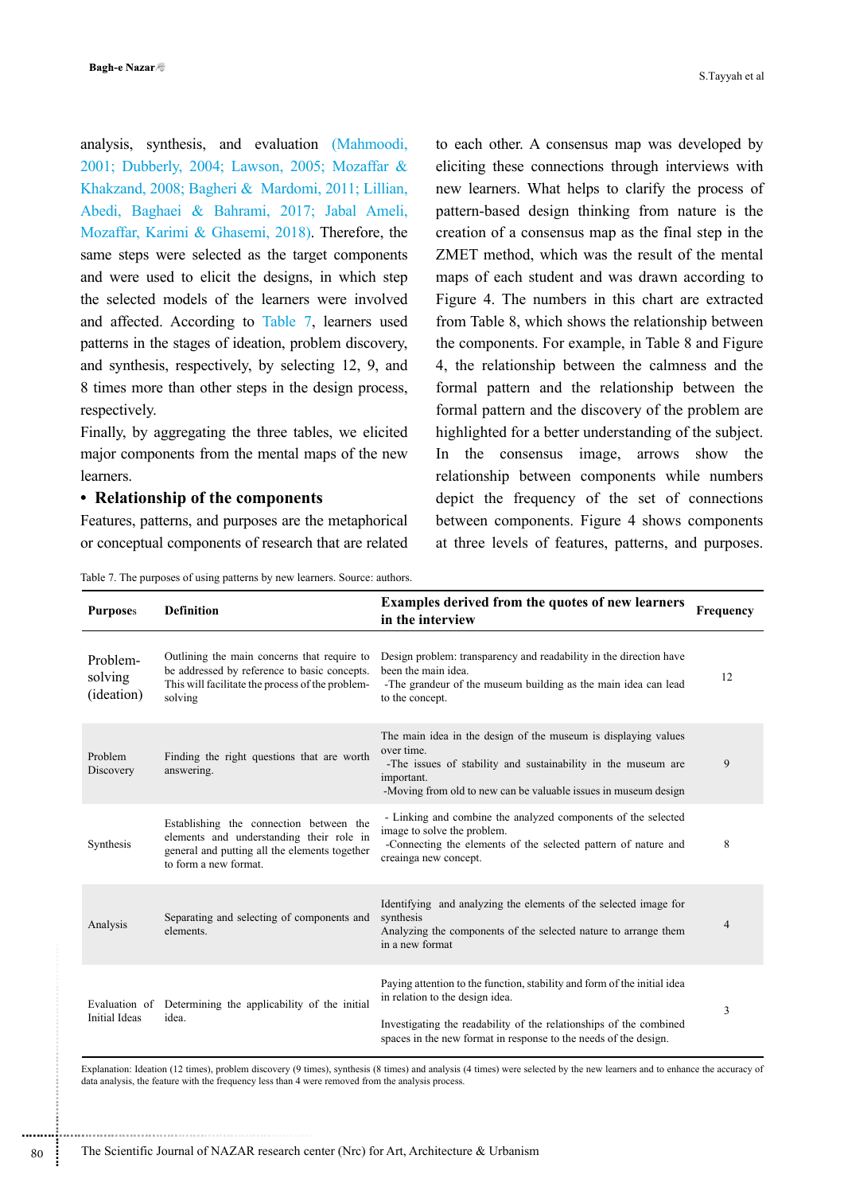analysis, synthesis, and evaluation (Mahmoodi, 2001; Dubberly, 2004; Lawson, 2005; Mozaffar & Khakzand, 2008; Bagheri & Mardomi, 2011; Lillian, Abedi, Baghaei & Bahrami, 2017; Jabal Ameli, Mozaffar, Karimi & Ghasemi, 2018). Therefore, the same steps were selected as the target components and were used to elicit the designs, in which step the selected models of the learners were involved and affected. According to Table 7, learners used patterns in the stages of ideation, problem discovery, and synthesis, respectively, by selecting 12, 9, and 8 times more than other steps in the design process, respectively.

Finally, by aggregating the three tables, we elicited major components from the mental maps of the new learners.

- **Relationship of the components**

Features, patterns, and purposes are the metaphorical or conceptual components of research that are related to each other. A consensus map was developed by eliciting these connections through interviews with new learners. What helps to clarify the process of pattern-based design thinking from nature is the creation of a consensus map as the final step in the ZMET method, which was the result of the mental maps of each student and was drawn according to Figure 4. The numbers in this chart are extracted from Table 8, which shows the relationship between the components. For example, in Table 8 and Figure 4, the relationship between the calmness and the formal pattern and the relationship between the formal pattern and the discovery of the problem are highlighted for a better understanding of the subject. In the consensus image, arrows show the relationship between components while numbers depict the frequency of the set of connections between components. Figure 4 shows components at three levels of features, patterns, and purposes.

Table 7. The purposes of using patterns by new learners. Source: authors.

| Purposes | Definition | Examples derived from the quotes of new learners in the interview | Frequency |
|---|---|---|---|
| Problem-solving (ideation) | Outlining the main concerns that require to be addressed by reference to basic concepts. This will facilitate the process of the problem-solving | Design problem: transparency and readability in the direction have been the main idea. -The grandeur of the museum building as the main idea can lead to the concept. | 12 |
| Problem Discovery | Finding the right questions that are worth answering. | The main idea in the design of the museum is displaying values over time. -The issues of stability and sustainability in the museum are important. -Moving from old to new can be valuable issues in museum design | 9 |
| Synthesis | Establishing the connection between the elements and understanding their role in general and putting all the elements together to form a new format. | - Linking and combine the analyzed components of the selected image to solve the problem. -Connecting the elements of the selected pattern of nature and creainga new concept. | 8 |
| Analysis | Separating and selecting of components and elements. | Identifying and analyzing the elements of the selected image for synthesis Analyzing the components of the selected nature to arrange them in a new format | 4 |
| Evaluation of Initial Ideas | Determining the applicability of the initial idea. | Paying attention to the function, stability and form of the initial idea in relation to the design idea. Investigating the readability of the relationships of the combined spaces in the new format in response to the needs of the design. | 3 |

Explanation: Ideation (12 times), problem discovery (9 times), synthesis (8 times) and analysis (4 times) were selected by the new learners and to enhance the accuracy of data analysis, the feature with the frequency less than 4 were removed from the analysis process.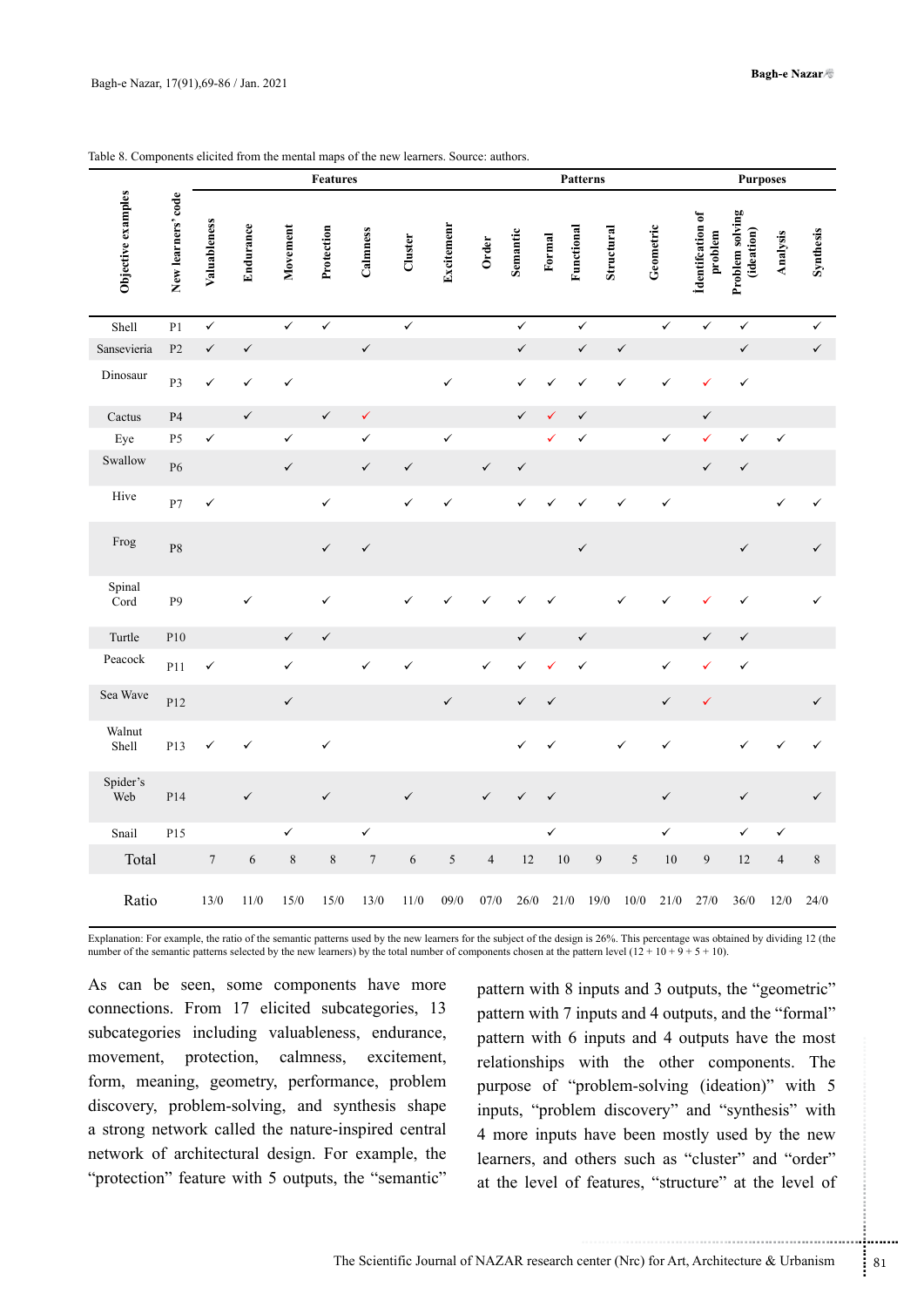Table 8. Components elicited from the mental maps of the new learners. Source: authors.

| Objective examples | New learners' code | Features | | | | | | | | Patterns | | | | | Purposes | | | |
|---|---|---|---|---|---|---|---|---|---|---|---|---|---|---|---|---|---|---|
| | | Valuableness | Endurance | Movement | Protection | Calmness | Cluster | Excitemenr | Order | Semantic | Formal | Functional | Structural | Geometric | Identification of problem | Problem solving (ideation) | Analysis | Synthesis |
| Shell | P1 | ✓ | | ✓ | ✓ | | ✓ | | | ✓ | | ✓ | | ✓ | ✓ | ✓ | | ✓ |
| Sansevieria | P2 | ✓ | ✓ | | | ✓ | | | | ✓ | | ✓ | ✓ | | | ✓ | | ✓ |
| Dinosaur | P3 | ✓ | ✓ | ✓ | | | | ✓ | | ✓ | ✓ | ✓ | ✓ | ✓ | ✓ | ✓ | | |
| Cactus | P4 | | ✓ | | ✓ | ✓ | | | | ✓ | ✓ | ✓ | | | ✓ | | | |
| Eye | P5 | ✓ | | ✓ | | ✓ | | ✓ | | | ✓ | ✓ | | ✓ | ✓ | ✓ | ✓ | |
| Swallow | P6 | | | ✓ | | ✓ | ✓ | | ✓ | ✓ | | | | | ✓ | ✓ | | |
| Hive | P7 | ✓ | | | ✓ | | ✓ | ✓ | | ✓ | ✓ | ✓ | ✓ | ✓ | | | ✓ | ✓ |
| Frog | P8 | | | | ✓ | ✓ | | | | | | ✓ | | | | ✓ | | ✓ |
| Spinal Cord | P9 | | ✓ | | ✓ | | ✓ | ✓ | ✓ | ✓ | ✓ | | ✓ | ✓ | ✓ | ✓ | | ✓ |
| Turtle | P10 | | | ✓ | ✓ | | | | | ✓ | | ✓ | | | ✓ | ✓ | | |
| Peacock | P11 | ✓ | | ✓ | | ✓ | ✓ | | ✓ | ✓ | ✓ | ✓ | | ✓ | ✓ | ✓ | | |
| Sea Wave | P12 | | | ✓ | | | | ✓ | | ✓ | ✓ | | | ✓ | ✓ | | | ✓ |
| Walnut Shell | P13 | ✓ | ✓ | | ✓ | | | | | ✓ | ✓ | | ✓ | ✓ | | ✓ | ✓ | ✓ |
| Spider's Web | P14 | | ✓ | | ✓ | | ✓ | | ✓ | ✓ | ✓ | | | ✓ | | ✓ | | ✓ |
| Snail | P15 | | | ✓ | | ✓ | | | | | ✓ | | | ✓ | | ✓ | ✓ | |
| Total | | 7 | 6 | 8 | 8 | 7 | 6 | 5 | 4 | 12 | 10 | 9 | 5 | 10 | 9 | 12 | 4 | 8 |
| Ratio | | 13/0 | 11/0 | 15/0 | 15/0 | 13/0 | 11/0 | 09/0 | 07/0 | 26/0 | 21/0 | 19/0 | 10/0 | 21/0 | 27/0 | 36/0 | 12/0 | 24/0 |

Explanation: For example, the ratio of the semantic patterns used by the new learners for the subject of the design is 26%. This percentage was obtained by dividing 12 (the number of the semantic patterns selected by the new learners) by the total number of components chosen at the pattern level (12 + 10 + 9 + 5 + 10).

As can be seen, some components have more connections. From 17 elicited subcategories, 13 subcategories including valuableness, endurance, movement, protection, calmness, excitement, form, meaning, geometry, performance, problem discovery, problem-solving, and synthesis shape a strong network called the nature-inspired central network of architectural design. For example, the "protection" feature with 5 outputs, the "semantic" pattern with 8 inputs and 3 outputs, the "geometric" pattern with 7 inputs and 4 outputs, and the "formal" pattern with 6 inputs and 4 outputs have the most relationships with the other components. The purpose of "problem-solving (ideation)" with 5 inputs, "problem discovery" and "synthesis" with 4 more inputs have been mostly used by the new learners, and others such as "cluster" and "order" at the level of features, "structure" at the level of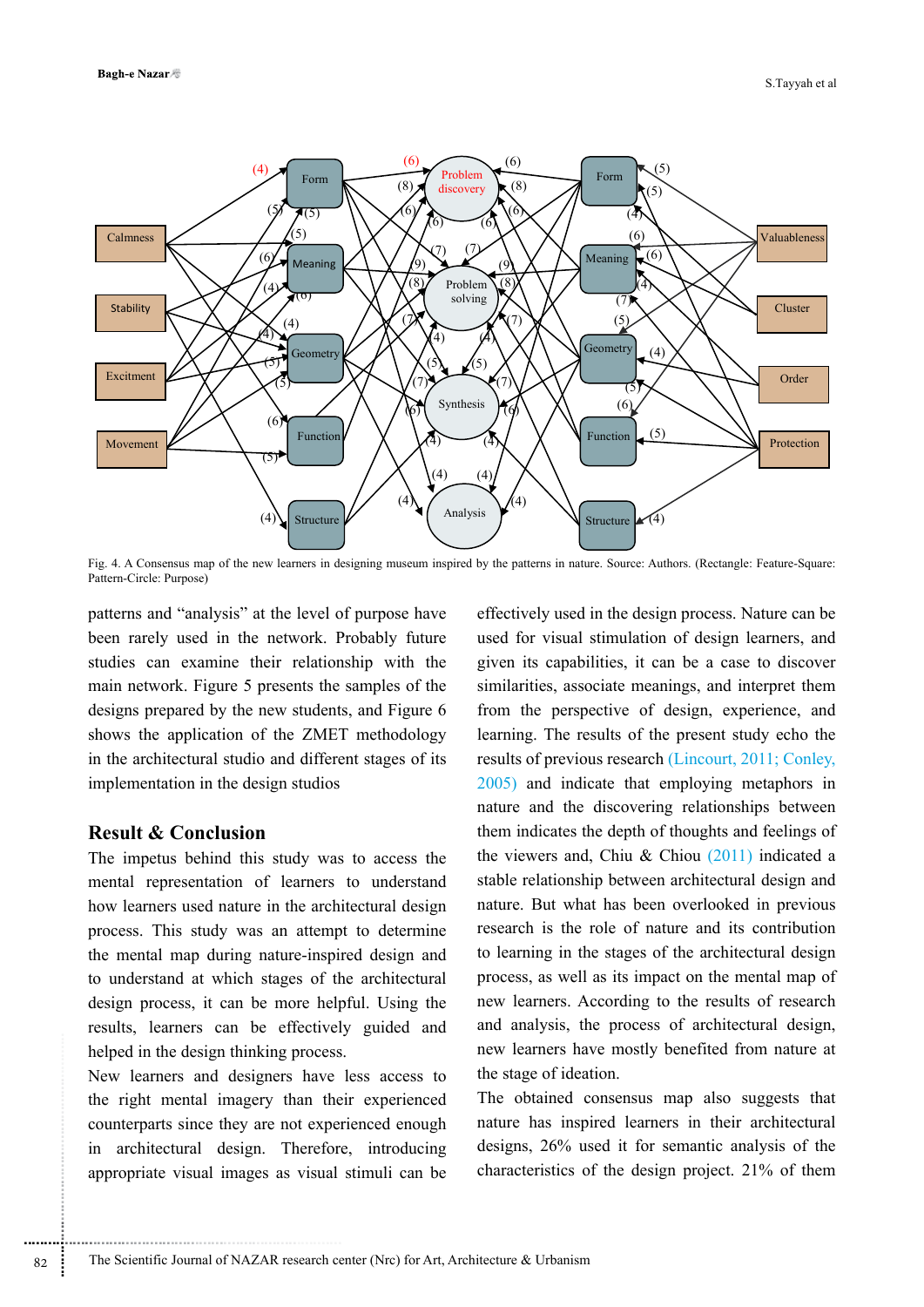Fig. 4. A Consensus map of the new learners in designing museum inspired by the patterns in nature. Source: Authors. (Rectangle: Feature-Square: Pattern-Circle: Purpose)

patterns and "analysis" at the level of purpose have been rarely used in the network. Probably future studies can examine their relationship with the main network. Figure 5 presents the samples of the designs prepared by the new students, and Figure 6 shows the application of the ZMET methodology in the architectural studio and different stages of its implementation in the design studios

## Result & Conclusion

The impetus behind this study was to access the mental representation of learners to understand how learners used nature in the architectural design process. This study was an attempt to determine the mental map during nature-inspired design and to understand at which stages of the architectural design process, it can be more helpful. Using the results, learners can be effectively guided and helped in the design thinking process.

New learners and designers have less access to the right mental imagery than their experienced counterparts since they are not experienced enough in architectural design. Therefore, introducing appropriate visual images as visual stimuli can be effectively used in the design process. Nature can be used for visual stimulation of design learners, and given its capabilities, it can be a case to discover similarities, associate meanings, and interpret them from the perspective of design, experience, and learning. The results of the present study echo the results of previous research (Lincourt, 2011; Conley, 2005) and indicate that employing metaphors in nature and the discovering relationships between them indicates the depth of thoughts and feelings of the viewers and, Chiu & Chiou (2011) indicated a stable relationship between architectural design and nature. But what has been overlooked in previous research is the role of nature and its contribution to learning in the stages of the architectural design process, as well as its impact on the mental map of new learners. According to the results of research and analysis, the process of architectural design, new learners have mostly benefited from nature at the stage of ideation.

The obtained consensus map also suggests that nature has inspired learners in their architectural designs, 26% used it for semantic analysis of the characteristics of the design project. 21% of them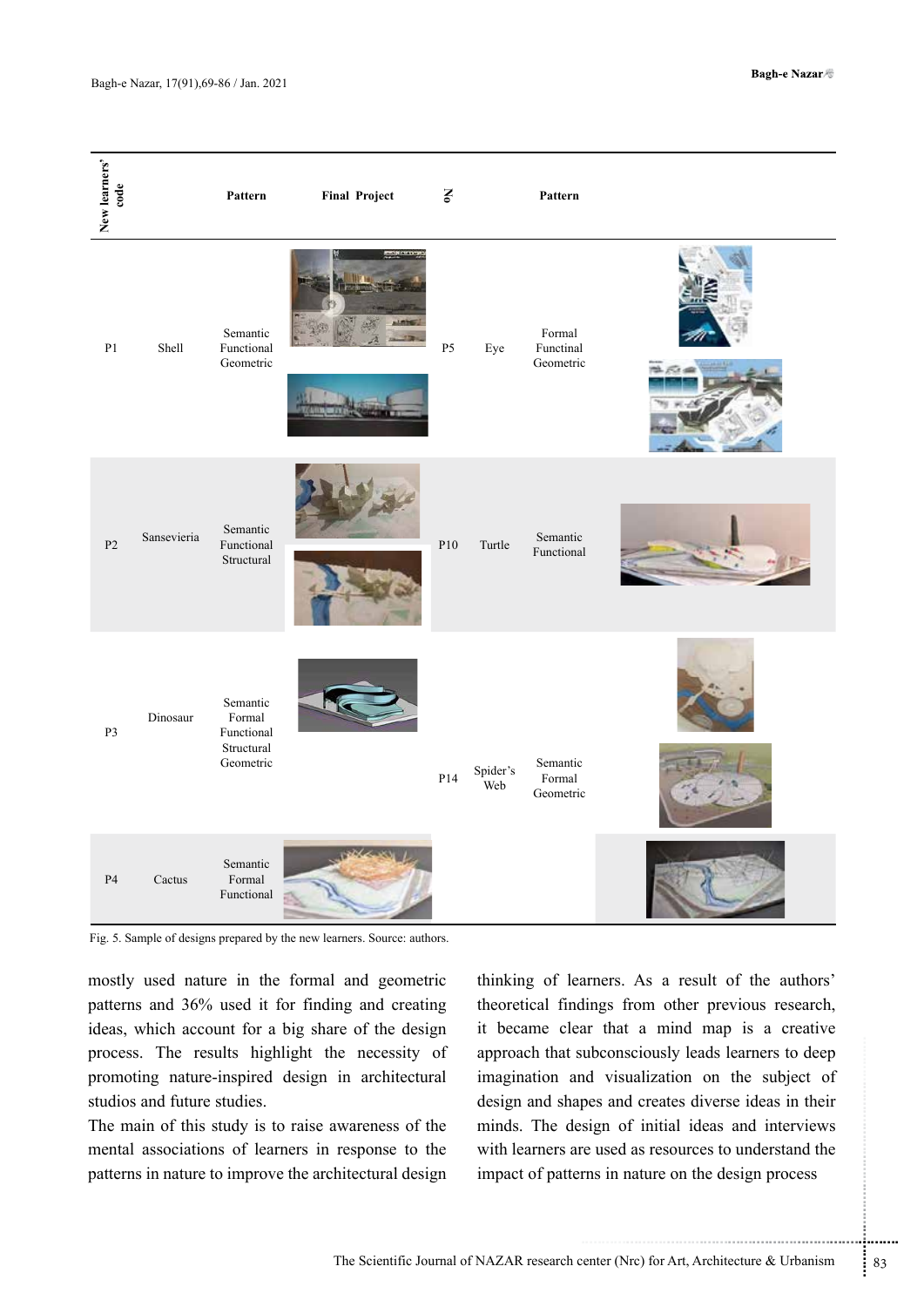| New learners' code | | Pattern | Final Project | No | | Pattern | |
| --- | --- | --- | --- | --- | --- | --- | --- |
| P1 | Shell | Semantic Functional Geometric | | P5 | Eye | Formal Functinal Geometric | |
| P2 | Sansevieria | Semantic Functional Structural | | P10 | Turtle | Semantic Functional | |
| P3 | Dinosaur | Semantic Formal Functional Structural Geometric | | P14 | Spider's Web | Semantic Formal Geometric | |
| P4 | Cactus | Semantic Formal Functional | | | | | |

Fig. 5. Sample of designs prepared by the new learners. Source: authors.

mostly used nature in the formal and geometric patterns and 36% used it for finding and creating ideas, which account for a big share of the design process. The results highlight the necessity of promoting nature-inspired design in architectural studios and future studies.

The main of this study is to raise awareness of the mental associations of learners in response to the patterns in nature to improve the architectural design thinking of learners. As a result of the authors' theoretical findings from other previous research, it became clear that a mind map is a creative approach that subconsciously leads learners to deep imagination and visualization on the subject of design and shapes and creates diverse ideas in their minds. The design of initial ideas and interviews with learners are used as resources to understand the impact of patterns in nature on the design process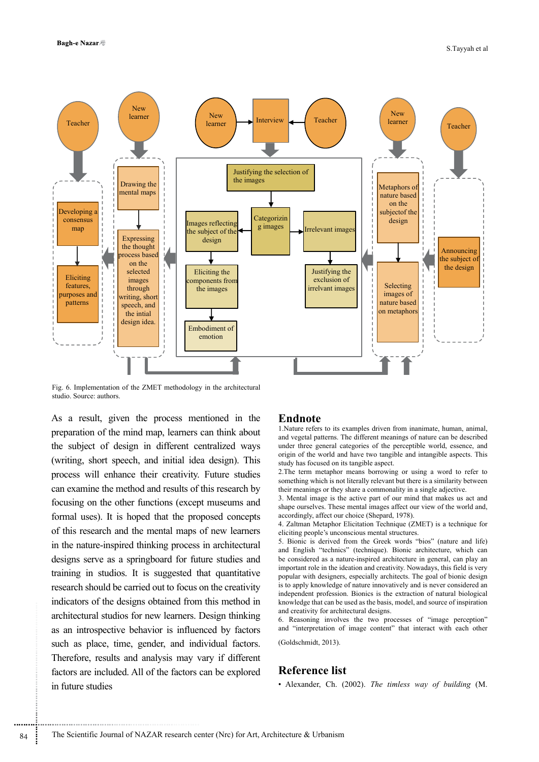Fig. 6. Implementation of the ZMET methodology in the architectural studio. Source: authors.

As a result, given the process mentioned in the preparation of the mind map, learners can think about the subject of design in different centralized ways (writing, short speech, and initial idea design). This process will enhance their creativity. Future studies can examine the method and results of this research by focusing on the other functions (except museums and formal uses). It is hoped that the proposed concepts of this research and the mental maps of new learners in the nature-inspired thinking process in architectural designs serve as a springboard for future studies and training in studios. It is suggested that quantitative research should be carried out to focus on the creativity indicators of the designs obtained from this method in architectural studios for new learners. Design thinking as an introspective behavior is influenced by factors such as place, time, gender, and individual factors. Therefore, results and analysis may vary if different factors are included. All of the factors can be explored in future studies

## Endnote

1.Nature refers to its examples driven from inanimate, human, animal, and vegetal patterns. The different meanings of nature can be described under three general categories of the perceptible world, essence, and origin of the world and have two tangible and intangible aspects. This study has focused on its tangible aspect.

2.The term metaphor means borrowing or using a word to refer to something which is not literally relevant but there is a similarity between their meanings or they share a commonality in a single adjective.

3. Mental image is the active part of our mind that makes us act and shape ourselves. These mental images affect our view of the world and, accordingly, affect our choice (Shepard, 1978).

4. Zaltman Metaphor Elicitation Technique (ZMET) is a technique for eliciting people's unconscious mental structures.

5. Bionic is derived from the Greek words "bios" (nature and life) and English "technics" (technique). Bionic architecture, which can be considered as a nature-inspired architecture in general, can play an important role in the ideation and creativity. Nowadays, this field is very popular with designers, especially architects. The goal of bionic design is to apply knowledge of nature innovatively and is never considered an independent profession. Bionics is the extraction of natural biological knowledge that can be used as the basis, model, and source of inspiration and creativity for architectural designs.

6. Reasoning involves the two processes of "image perception" and "interpretation of image content" that interact with each other (Goldschmidt, 2013).

## Reference list

• Alexander, Ch. (2002). *The timless way of building* (M.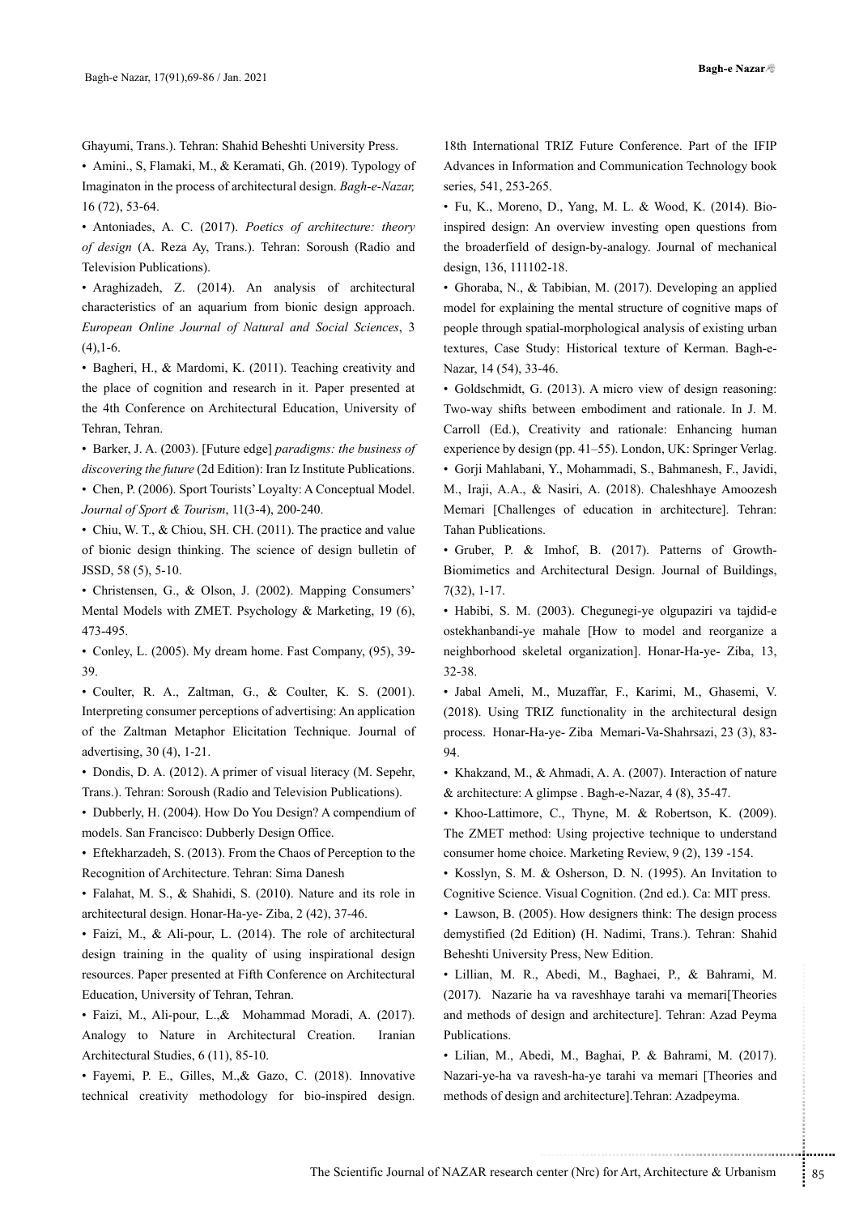Ghayumi, Trans.). Tehran: Shahid Beheshti University Press.

• Amini., S, Flamaki, M., & Keramati, Gh. (2019). Typology of Imaginaton in the process of architectural design. *Bagh-e-Nazar,* 16 (72), 53-64.

• Antoniades, A. C. (2017). *Poetics of architecture: theory of design* (A. Reza Ay, Trans.). Tehran: Soroush (Radio and Television Publications).

• Araghizadeh, Z. (2014). An analysis of architectural characteristics of an aquarium from bionic design approach. *European Online Journal of Natural and Social Sciences*, 3 (4),1-6.

• Bagheri, H., & Mardomi, K. (2011). Teaching creativity and the place of cognition and research in it. Paper presented at the 4th Conference on Architectural Education, University of Tehran, Tehran.

• Barker, J. A. (2003). [Future edge] *paradigms: the business of discovering the future* (2d Edition): Iran Iz Institute Publications.

• Chen, P. (2006). Sport Tourists' Loyalty: A Conceptual Model. *Journal of Sport & Tourism*, 11(3-4), 200-240.

• Chiu, W. T., & Chiou, SH. CH. (2011). The practice and value of bionic design thinking. The science of design bulletin of JSSD, 58 (5), 5-10.

• Christensen, G., & Olson, J. (2002). Mapping Consumers' Mental Models with ZMET. Psychology & Marketing, 19 (6), 473-495.

• Conley, L. (2005). My dream home. Fast Company, (95), 39-39.

• Coulter, R. A., Zaltman, G., & Coulter, K. S. (2001). Interpreting consumer perceptions of advertising: An application of the Zaltman Metaphor Elicitation Technique. Journal of advertising, 30 (4), 1-21.

• Dondis, D. A. (2012). A primer of visual literacy (M. Sepehr, Trans.). Tehran: Soroush (Radio and Television Publications).

• Dubberly, H. (2004). How Do You Design? A compendium of models. San Francisco: Dubberly Design Office.

• Eftekharzadeh, S. (2013). From the Chaos of Perception to the Recognition of Architecture. Tehran: Sima Danesh

• Falahat, M. S., & Shahidi, S. (2010). Nature and its role in architectural design. Honar-Ha-ye- Ziba, 2 (42), 37-46.

• Faizi, M., & Ali-pour, L. (2014). The role of architectural design training in the quality of using inspirational design resources. Paper presented at Fifth Conference on Architectural Education, University of Tehran, Tehran.

• Faizi, M., Ali-pour, L.,& Mohammad Moradi, A. (2017). Analogy to Nature in Architectural Creation. Iranian Architectural Studies, 6 (11), 85-10.

• Fayemi, P. E., Gilles, M.,& Gazo, C. (2018). Innovative technical creativity methodology for bio-inspired design. 18th International TRIZ Future Conference. Part of the IFIP Advances in Information and Communication Technology book series, 541, 253-265.

• Fu, K., Moreno, D., Yang, M. L. & Wood, K. (2014). Bio-inspired design: An overview investing open questions from the broaderfield of design-by-analogy. Journal of mechanical design, 136, 111102-18.

• Ghoraba, N., & Tabibian, M. (2017). Developing an applied model for explaining the mental structure of cognitive maps of people through spatial-morphological analysis of existing urban textures, Case Study: Historical texture of Kerman. Bagh-e-Nazar, 14 (54), 33-46.

• Goldschmidt, G. (2013). A micro view of design reasoning: Two-way shifts between embodiment and rationale. In J. M. Carroll (Ed.), Creativity and rationale: Enhancing human experience by design (pp. 41–55). London, UK: Springer Verlag.

• Gorji Mahlabani, Y., Mohammadi, S., Bahmanesh, F., Javidi, M., Iraji, A.A., & Nasiri, A. (2018). Chaleshhaye Amoozesh Memari [Challenges of education in architecture]. Tehran: Tahan Publications.

• Gruber, P. & Imhof, B. (2017). Patterns of Growth-Biomimetics and Architectural Design. Journal of Buildings, 7(32), 1-17.

• Habibi, S. M. (2003). Chegunegi-ye olgupaziri va tajdid-e ostekhanbandi-ye mahale [How to model and reorganize a neighborhood skeletal organization]. Honar-Ha-ye- Ziba, 13, 32-38.

• Jabal Ameli, M., Muzaffar, F., Karimi, M., Ghasemi, V. (2018). Using TRIZ functionality in the architectural design process. Honar-Ha-ye- Ziba Memari-Va-Shahrsazi, 23 (3), 83-94.

• Khakzand, M., & Ahmadi, A. A. (2007). Interaction of nature & architecture: A glimpse . Bagh-e-Nazar, 4 (8), 35-47.

• Khoo-Lattimore, C., Thyne, M. & Robertson, K. (2009). The ZMET method: Using projective technique to understand consumer home choice. Marketing Review, 9 (2), 139 -154.

• Kosslyn, S. M. & Osherson, D. N. (1995). An Invitation to Cognitive Science. Visual Cognition. (2nd ed.). Ca: MIT press.

• Lawson, B. (2005). How designers think: The design process demystified (2d Edition) (H. Nadimi, Trans.). Tehran: Shahid Beheshti University Press, New Edition.

• Lillian, M. R., Abedi, M., Baghaei, P., & Bahrami, M. (2017). Nazarie ha va raveshhaye tarahi va memari[Theories and methods of design and architecture]. Tehran: Azad Peyma Publications.

• Lilian, M., Abedi, M., Baghai, P. & Bahrami, M. (2017). Nazari-ye-ha va ravesh-ha-ye tarahi va memari [Theories and methods of design and architecture].Tehran: Azadpeyma.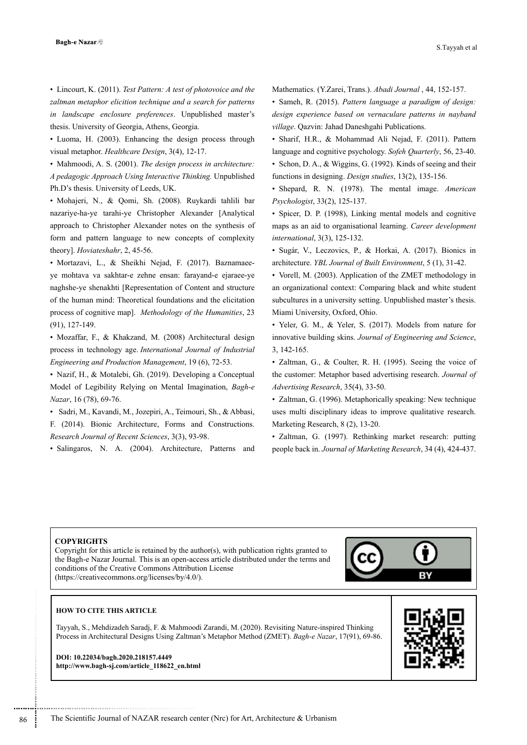- Lincourt, K. (2011). *Test Pattern: A test of photovoice and the zaltman metaphor elicition technique and a search for patterns in landscape enclosure preferences*. Unpublished master's thesis. University of Georgia, Athens, Georgia.
- Luoma, H. (2003). Enhancing the design process through visual metaphor. *Healthcare Design*, 3(4), 12-17.
- Mahmoodi, A. S. (2001). *The design process in architecture: A pedagogic Approach Using Interactive Thinking.* Unpublished Ph.D's thesis. University of Leeds, UK.
- Mohajeri, N., & Qomi, Sh. (2008). Ruykardi tahlili bar nazariye-ha-ye tarahi-ye Christopher Alexander [Analytical approach to Christopher Alexander notes on the synthesis of form and pattern language to new concepts of complexity theory]. *Hoviateshahr*, 2, 45-56.
- Mortazavi, L., & Sheikhi Nejad, F. (2017). Baznamaee-ye mohtava va sakhtar-e zehne ensan: farayand-e ejaraee-ye naghshe-ye shenakhti [Representation of Content and structure of the human mind: Theoretical foundations and the elicitation process of cognitive map]. *Methodology of the Humanities*, 23 (91), 127-149.
- Mozaffar, F., & Khakzand, M. (2008) Architectural design process in technology age. *International Journal of Industrial Engineering and Production Management*, 19 (6), 72-53.
- Nazif, H., & Motalebi, Gh. (2019). Developing a Conceptual Model of Legibility Relying on Mental Imagination, *Bagh-e Nazar*, 16 (78), 69-76.
- Sadri, M., Kavandi, M., Jozepiri, A., Teimouri, Sh., & Abbasi, F. (2014). Bionic Architecture, Forms and Constructions. *Research Journal of Recent Sciences*, 3(3), 93-98.
- Salingaros, N. A. (2004). Architecture, Patterns and Mathematics. (Y.Zarei, Trans.). *Abadi Journal* , 44, 152-157.
- Sameh, R. (2015). *Pattern language a paradigm of design: design experience based on vernaculare patterns in nayband village*. Qazvin: Jahad Daneshgahi Publications.
- Sharif, H.R., & Mohammad Ali Nejad, F. (2011). Pattern language and cognitive psychology. *Sofeh Quarterly*, 56, 23-40.
- Schon, D. A., & Wiggins, G. (1992). Kinds of seeing and their functions in designing. *Design studies*, 13(2), 135-156.
- Shepard, R. N. (1978). The mental image. *American Psychologist*, 33(2), 125-137.
- Spicer, D. P. (1998), Linking mental models and cognitive maps as an aid to organisational learning. *Career development international*, 3(3), 125-132.
- Sugár, V., Leczovics, P., & Horkai, A. (2017). Bionics in architecture. *YBL Journal of Built Environment*, 5 (1), 31-42.
- Vorell, M. (2003). Application of the ZMET methodology in an organizational context: Comparing black and white student subcultures in a university setting. Unpublished master's thesis. Miami University, Oxford, Ohio.
- Yeler, G. M., & Yeler, S. (2017). Models from nature for innovative building skins. *Journal of Engineering and Science*, 3, 142-165.
- Zaltman, G., & Coulter, R. H. (1995). Seeing the voice of the customer: Metaphor based advertising research. *Journal of Advertising Research*, 35(4), 33-50.
- Zaltman, G. (1996). Metaphorically speaking: New technique uses multi disciplinary ideas to improve qualitative research. Marketing Research, 8 (2), 13-20.
- Zaltman, G. (1997). Rethinking market research: putting people back in. *Journal of Marketing Research*, 34 (4), 424-437.

**COPYRIGHTS**

Copyright for this article is retained by the author(s), with publication rights granted to the Bagh-e Nazar Journal. This is an open-access article distributed under the terms and conditions of the Creative Commons Attribution License (https://creativecommons.org/licenses/by/4.0/).

**HOW TO CITE THIS ARTICLE**

Tayyah, S., Mehdizadeh Saradj, F. & Mahmoodi Zarandi, M. (2020). Revisiting Nature-inspired Thinking Process in Architectural Designs Using Zaltman's Metaphor Method (ZMET). *Bagh-e Nazar*, 17(91), 69-86.

**DOI: 10.22034/bagh.2020.218157.4449**
**http://www.bagh-sj.com/article_118622_en.html**